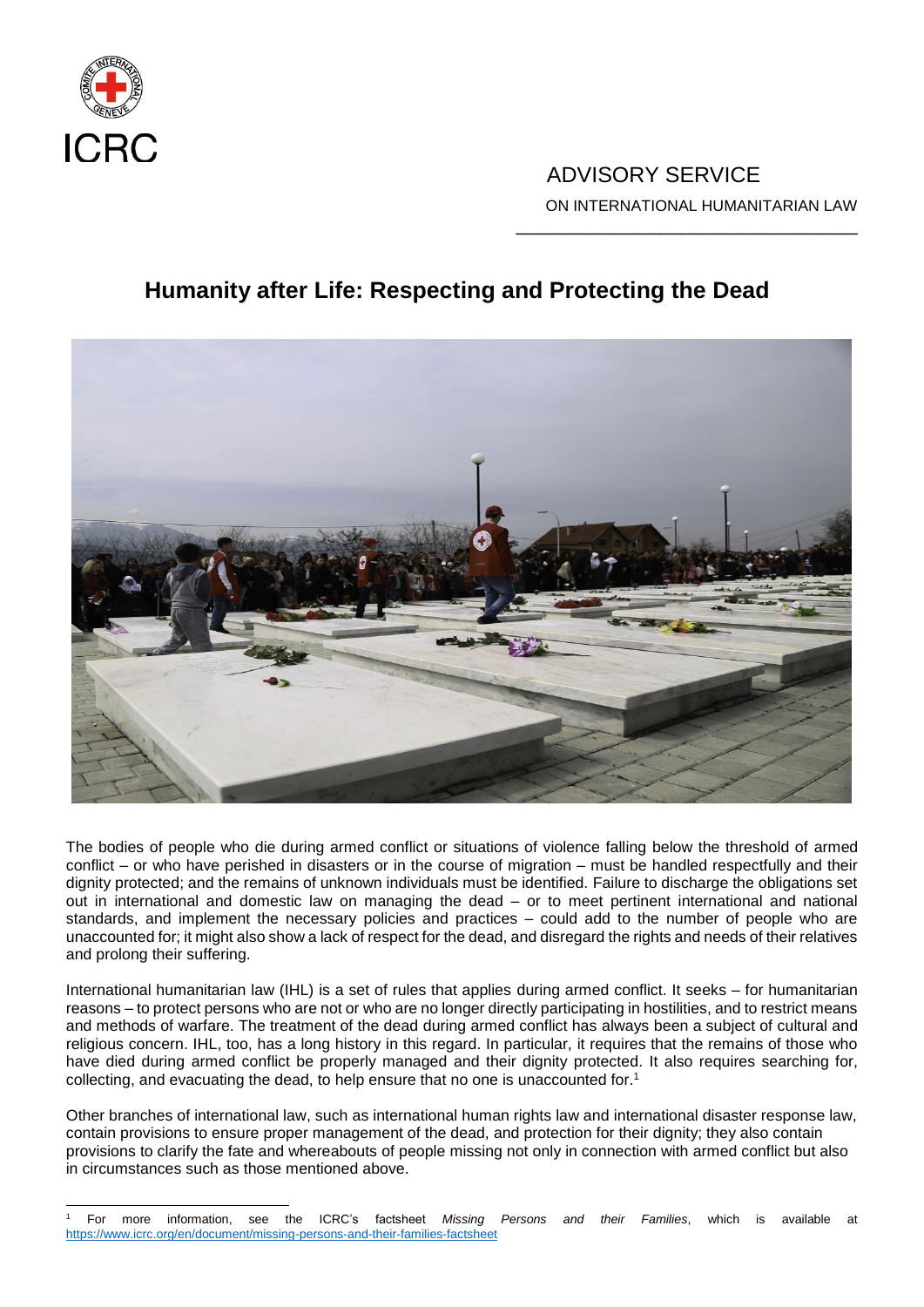ICRC

ADVISORY SERVICE
ON INTERNATIONAL HUMANITARIAN LAW

# Humanity after Life: Respecting and Protecting the Dead

The bodies of people who die during armed conflict or situations of violence falling below the threshold of armed conflict – or who have perished in disasters or in the course of migration – must be handled respectfully and their dignity protected; and the remains of unknown individuals must be identified. Failure to discharge the obligations set out in international and domestic law on managing the dead – or to meet pertinent international and national standards, and implement the necessary policies and practices – could add to the number of people who are unaccounted for; it might also show a lack of respect for the dead, and disregard the rights and needs of their relatives and prolong their suffering.

International humanitarian law (IHL) is a set of rules that applies during armed conflict. It seeks – for humanitarian reasons – to protect persons who are not or who are no longer directly participating in hostilities, and to restrict means and methods of warfare. The treatment of the dead during armed conflict has always been a subject of cultural and religious concern. IHL, too, has a long history in this regard. In particular, it requires that the remains of those who have died during armed conflict be properly managed and their dignity protected. It also requires searching for, collecting, and evacuating the dead, to help ensure that no one is unaccounted for.[1]

Other branches of international law, such as international human rights law and international disaster response law, contain provisions to ensure proper management of the dead, and protection for their dignity; they also contain provisions to clarify the fate and whereabouts of people missing not only in connection with armed conflict but also in circumstances such as those mentioned above.

---

[1] For more information, see the ICRC's factsheet *Missing Persons and their Families*, which is available at https://www.icrc.org/en/document/missing-persons-and-their-families-factsheet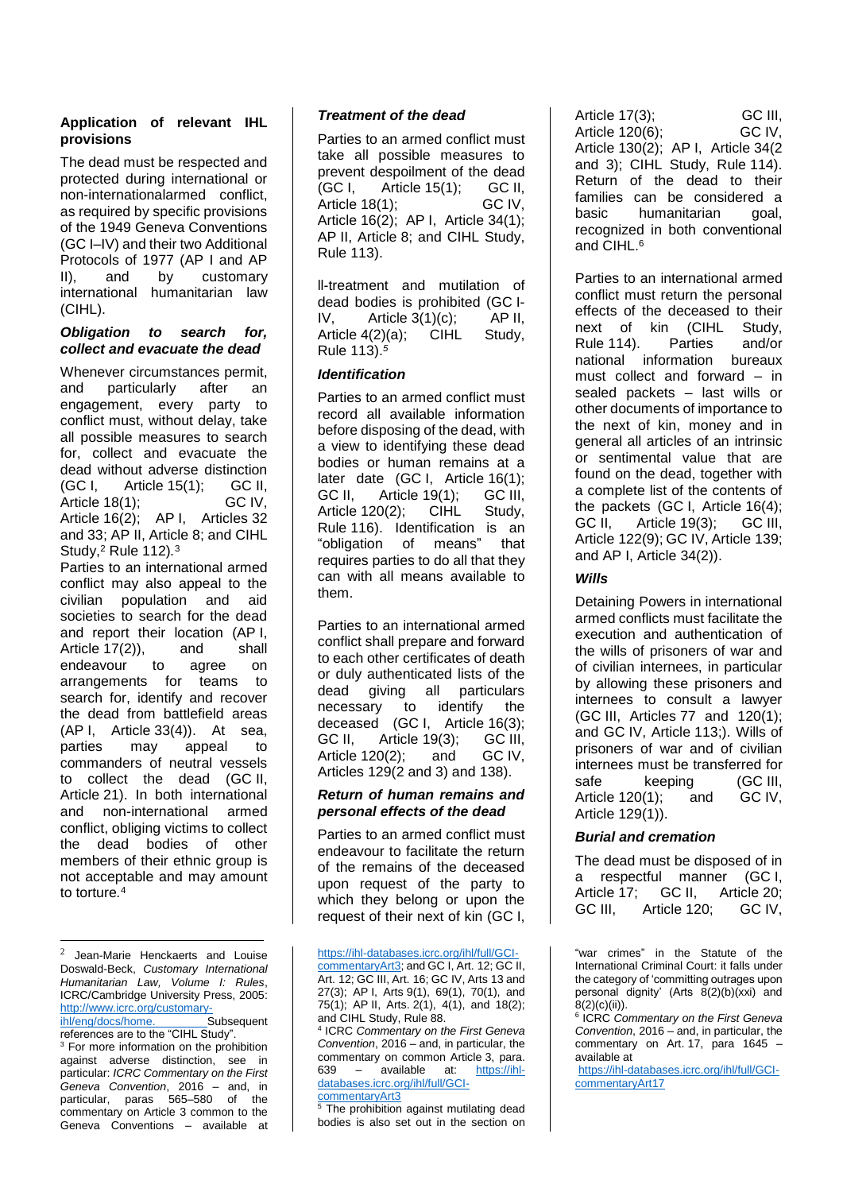**Application of relevant IHL provisions**

The dead must be respected and protected during international or non-internationalarmed conflict, as required by specific provisions of the 1949 Geneva Conventions (GC I–IV) and their two Additional Protocols of 1977 (AP I and AP II), and by customary international humanitarian law (CIHL).

***Obligation to search for, collect and evacuate the dead***

Whenever circumstances permit, and particularly after an engagement, every party to conflict must, without delay, take all possible measures to search for, collect and evacuate the dead without adverse distinction (GC I, Article 15(1); GC II, Article 18(1); GC IV, Article 16(2); AP I, Articles 32 and 33; AP II, Article 8; and CIHL Study,[2] Rule 112).[3]

Parties to an international armed conflict may also appeal to the civilian population and aid societies to search for the dead and report their location (AP I, Article 17(2)), and shall endeavour to agree on arrangements for teams to search for, identify and recover the dead from battlefield areas (AP I, Article 33(4)). At sea, parties may appeal to commanders of neutral vessels to collect the dead (GC II, Article 21). In both international and non-international armed conflict, obliging victims to collect the dead bodies of other members of their ethnic group is not acceptable and may amount to torture.[4]

***Treatment of the dead***

Parties to an armed conflict must take all possible measures to prevent despoilment of the dead (GC I, Article 15(1); GC II, Article 18(1); GC IV, Article 16(2); AP I, Article 34(1); AP II, Article 8; and CIHL Study, Rule 113).

Il-treatment and mutilation of dead bodies is prohibited (GC I-IV, Article 3(1)(c); AP II, Article 4(2)(a); CIHL Study, Rule 113).[5]

***Identification***

Parties to an armed conflict must record all available information before disposing of the dead, with a view to identifying these dead bodies or human remains at a later date (GC I, Article 16(1); GC II, Article 19(1); GC III, Article 120(2); CIHL Study, Rule 116). Identification is an "obligation of means" that requires parties to do all that they can with all means available to them.

Parties to an international armed conflict shall prepare and forward to each other certificates of death or duly authenticated lists of the dead giving all particulars necessary to identify the deceased (GC I, Article 16(3); GC II, Article 19(3); GC III, Article 120(2); and GC IV, Articles 129(2 and 3) and 138).

***Return of human remains and personal effects of the dead***

Parties to an armed conflict must endeavour to facilitate the return of the remains of the deceased upon request of the party to which they belong or upon the request of their next of kin (GC I, Article 17(3); GC III, Article 120(6); GC IV, Article 130(2); AP I, Article 34(2 and 3); CIHL Study, Rule 114). Return of the dead to their families can be considered a basic humanitarian goal, recognized in both conventional and CIHL.[6]

Parties to an international armed conflict must return the personal effects of the deceased to their next of kin (CIHL Study, Rule 114). Parties and/or national information bureaux must collect and forward – in sealed packets – last wills or other documents of importance to the next of kin, money and in general all articles of an intrinsic or sentimental value that are found on the dead, together with a complete list of the contents of the packets (GC I, Article 16(4); GC II, Article 19(3); GC III, Article 122(9); GC IV, Article 139; and AP I, Article 34(2)).

***Wills***

Detaining Powers in international armed conflicts must facilitate the execution and authentication of the wills of prisoners of war and of civilian internees, in particular by allowing these prisoners and internees to consult a lawyer (GC III, Articles 77 and 120(1); and GC IV, Article 113;). Wills of prisoners of war and of civilian internees must be transferred for safe keeping (GC III, Article 120(1); and GC IV, Article 129(1)).

***Burial and cremation***

The dead must be disposed of in a respectful manner (GC I, Article 17; GC II, Article 20; GC III, Article 120; GC IV,

---

[2] Jean-Marie Henckaerts and Louise Doswald-Beck, *Customary International Humanitarian Law, Volume I: Rules*, ICRC/Cambridge University Press, 2005: http://www.icrc.org/customary-ihl/eng/docs/home. Subsequent references are to the "CIHL Study".

[3] For more information on the prohibition against adverse distinction, see in particular: *ICRC Commentary on the First Geneva Convention*, 2016 – and, in particular, paras 565–580 of the commentary on Article 3 common to the Geneva Conventions – available at https://ihl-databases.icrc.org/ihl/full/GCI-commentaryArt3; and GC I, Art. 12; GC II, Art. 12; GC III, Art. 16; GC IV, Arts 13 and 27(3); AP I, Arts 9(1), 69(1), 70(1), and 75(1); AP II, Arts. 2(1), 4(1), and 18(2); and CIHL Study, Rule 88.

[4] ICRC *Commentary on the First Geneva Convention*, 2016 – and, in particular, the commentary on common Article 3, para. 639 – available at: https://ihl-databases.icrc.org/ihl/full/GCI-commentaryArt3

[5] The prohibition against mutilating dead bodies is also set out in the section on "war crimes" in the Statute of the International Criminal Court: it falls under the category of 'committing outrages upon personal dignity' (Arts 8(2)(b)(xxi) and 8(2)(c)(ii)).

[6] ICRC *Commentary on the First Geneva Convention*, 2016 – and, in particular, the commentary on Art. 17, para 1645 – available at https://ihl-databases.icrc.org/ihl/full/GCI-commentaryArt17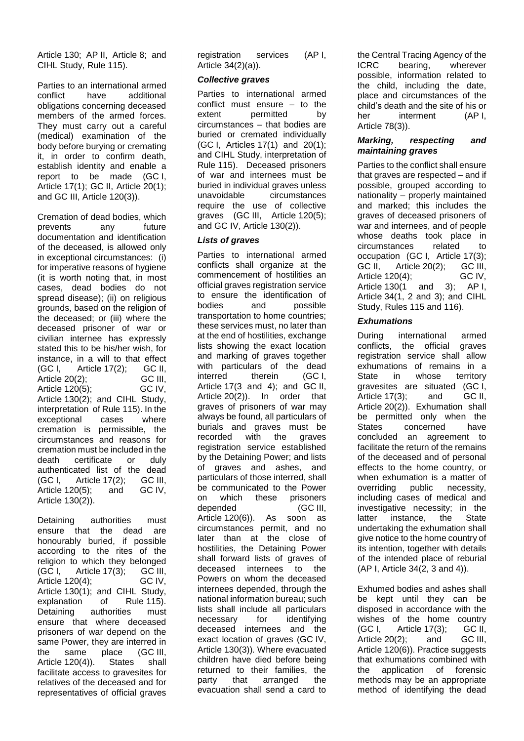Article 130; AP II, Article 8; and CIHL Study, Rule 115).

Parties to an international armed conflict have additional obligations concerning deceased members of the armed forces. They must carry out a careful (medical) examination of the body before burying or cremating it, in order to confirm death, establish identity and enable a report to be made (GC I, Article 17(1); GC II, Article 20(1); and GC III, Article 120(3)).

Cremation of dead bodies, which prevents any future documentation and identification of the deceased, is allowed only in exceptional circumstances: (i) for imperative reasons of hygiene (it is worth noting that, in most cases, dead bodies do not spread disease); (ii) on religious grounds, based on the religion of the deceased; or (iii) where the deceased prisoner of war or civilian internee has expressly stated this to be his/her wish, for instance, in a will to that effect (GC I, Article 17(2); GC II, Article 20(2); GC III, Article 120(5); GC IV, Article 130(2); and CIHL Study, interpretation of Rule 115). In the exceptional cases where cremation is permissible, the circumstances and reasons for cremation must be included in the death certificate or duly authenticated list of the dead (GC I, Article 17(2); GC III, Article 120(5); and GC IV, Article 130(2)).

Detaining authorities must ensure that the dead are honourably buried, if possible according to the rites of the religion to which they belonged (GC I, Article 17(3); GC III, Article 120(4); GC IV, Article 130(1); and CIHL Study, explanation of Rule 115). Detaining authorities must ensure that where deceased prisoners of war depend on the same Power, they are interred in the same place (GC III, Article 120(4)). States shall facilitate access to gravesites for relatives of the deceased and for representatives of official graves registration services (AP I, Article 34(2)(a)).

### *Collective graves*

Parties to international armed conflict must ensure – to the extent permitted by circumstances – that bodies are buried or cremated individually (GC I, Articles 17(1) and 20(1); and CIHL Study, interpretation of Rule 115). Deceased prisoners of war and internees must be buried in individual graves unless unavoidable circumstances require the use of collective graves (GC III, Article 120(5); and GC IV, Article 130(2)).

### *Lists of graves*

Parties to international armed conflicts shall organize at the commencement of hostilities an official graves registration service to ensure the identification of bodies and possible transportation to home countries; these services must, no later than at the end of hostilities, exchange lists showing the exact location and marking of graves together with particulars of the dead interred therein (GC I, Article 17(3 and 4); and GC II, Article 20(2)). In order that graves of prisoners of war may always be found, all particulars of burials and graves must be recorded with the graves registration service established by the Detaining Power; and lists of graves and ashes, and particulars of those interred, shall be communicated to the Power on which these prisoners depended (GC III, Article 120(6)). As soon as circumstances permit, and no later than at the close of hostilities, the Detaining Power shall forward lists of graves of deceased internees to the Powers on whom the deceased internees depended, through the national information bureau; such lists shall include all particulars necessary for identifying deceased internees and the exact location of graves (GC IV, Article 130(3)). Where evacuated children have died before being returned to their families, the party that arranged the evacuation shall send a card to the Central Tracing Agency of the ICRC bearing, wherever possible, information related to the child, including the date, place and circumstances of the child's death and the site of his or her interment (AP I, Article 78(3)).

### *Marking, respecting and maintaining graves*

Parties to the conflict shall ensure that graves are respected – and if possible, grouped according to nationality – properly maintained and marked; this includes the graves of deceased prisoners of war and internees, and of people whose deaths took place in circumstances related to occupation (GC I, Article 17(3); GC II, Article 20(2); GC III, Article 120(4); GC IV, Article 130(1 and 3); AP I, Article 34(1, 2 and 3); and CIHL Study, Rules 115 and 116).

### *Exhumations*

During international armed conflicts, the official graves registration service shall allow exhumations of remains in a State in whose territory gravesites are situated (GC I, Article 17(3); and GC II, Article 20(2)). Exhumation shall be permitted only when the States concerned have concluded an agreement to facilitate the return of the remains of the deceased and of personal effects to the home country, or when exhumation is a matter of overriding public necessity, including cases of medical and investigative necessity; in the latter instance, the State undertaking the exhumation shall give notice to the home country of its intention, together with details of the intended place of reburial (AP I, Article 34(2, 3 and 4)).

Exhumed bodies and ashes shall be kept until they can be disposed in accordance with the wishes of the home country (GC I, Article 17(3); GC II, Article 20(2); and GC III, Article 120(6)). Practice suggests that exhumations combined with the application of forensic methods may be an appropriate method of identifying the dead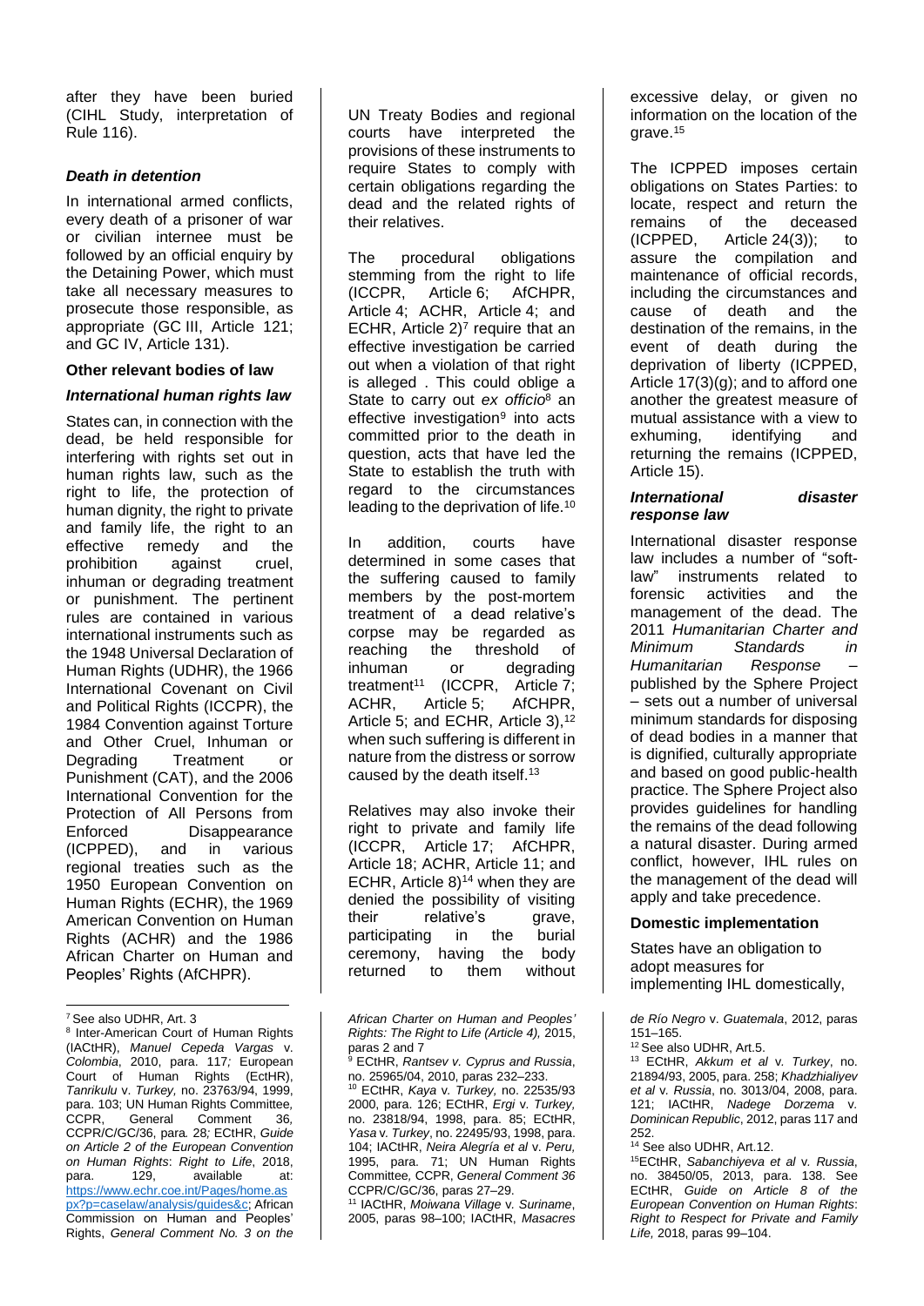after they have been buried (CIHL Study, interpretation of Rule 116).

### *Death in detention*

In international armed conflicts, every death of a prisoner of war or civilian internee must be followed by an official enquiry by the Detaining Power, which must take all necessary measures to prosecute those responsible, as appropriate (GC III, Article 121; and GC IV, Article 131).

## Other relevant bodies of law

### *International human rights law*

States can, in connection with the dead, be held responsible for interfering with rights set out in human rights law, such as the right to life, the protection of human dignity, the right to private and family life, the right to an effective remedy and the prohibition against cruel, inhuman or degrading treatment or punishment. The pertinent rules are contained in various international instruments such as the 1948 Universal Declaration of Human Rights (UDHR), the 1966 International Covenant on Civil and Political Rights (ICCPR), the 1984 Convention against Torture and Other Cruel, Inhuman or Degrading Treatment or Punishment (CAT), and the 2006 International Convention for the Protection of All Persons from Enforced Disappearance (ICPPED), and in various regional treaties such as the 1950 European Convention on Human Rights (ECHR), the 1969 American Convention on Human Rights (ACHR) and the 1986 African Charter on Human and Peoples' Rights (AfCHPR).

UN Treaty Bodies and regional courts have interpreted the provisions of these instruments to require States to comply with certain obligations regarding the dead and the related rights of their relatives.

The procedural obligations stemming from the right to life (ICCPR, Article 6; AfCHPR, Article 4; ACHR, Article 4; and ECHR, Article 2)[7] require that an effective investigation be carried out when a violation of that right is alleged . This could oblige a State to carry out *ex officio*[8] an effective investigation[9] into acts committed prior to the death in question, acts that have led the State to establish the truth with regard to the circumstances leading to the deprivation of life.[10]

In addition, courts have determined in some cases that the suffering caused to family members by the post-mortem treatment of a dead relative's corpse may be regarded as reaching the threshold of inhuman or degrading treatment[11] (ICCPR, Article 7; ACHR, Article 5; AfCHPR, Article 5; and ECHR, Article 3),[12] when such suffering is different in nature from the distress or sorrow caused by the death itself.[13]

Relatives may also invoke their right to private and family life (ICCPR, Article 17; AfCHPR, Article 18; ACHR, Article 11; and ECHR, Article 8)[14] when they are denied the possibility of visiting their relative's grave, participating in the burial ceremony, having the body returned to them without excessive delay, or given no information on the location of the grave.[15]

The ICPPED imposes certain obligations on States Parties: to locate, respect and return the remains of the deceased (ICPPED, Article 24(3)); to assure the compilation and maintenance of official records, including the circumstances and cause of death and the destination of the remains, in the event of death during the deprivation of liberty (ICPPED, Article 17(3)(g); and to afford one another the greatest measure of mutual assistance with a view to exhuming, identifying and returning the remains (ICPPED, Article 15).

### *International disaster response law*

International disaster response law includes a number of "soft-law" instruments related to forensic activities and the management of the dead. The 2011 *Humanitarian Charter and Minimum Standards in Humanitarian Response* – published by the Sphere Project – sets out a number of universal minimum standards for disposing of dead bodies in a manner that is dignified, culturally appropriate and based on good public-health practice. The Sphere Project also provides guidelines for handling the remains of the dead following a natural disaster. During armed conflict, however, IHL rules on the management of the dead will apply and take precedence.

## Domestic implementation

States have an obligation to adopt measures for implementing IHL domestically,

---

[7] See also UDHR, Art. 3

[8] Inter-American Court of Human Rights (IACtHR), *Manuel Cepeda Vargas* v. *Colombia*, 2010, para. 117*;* European Court of Human Rights (EctHR), *Tanrikulu* v. *Turkey,* no. 23763/94, 1999, para. 103; UN Human Rights Committee, CCPR, General Comment 36, CCPR/C/GC/36, para*.* 28*;* ECtHR, *Guide on Article 2 of the European Convention on Human Rights*: *Right to Life*, 2018, para. 129, available at: https://www.echr.coe.int/Pages/home.aspx?p=caselaw/analysis/guides&c; African Commission on Human and Peoples' Rights, *General Comment No. 3 on the African Charter on Human and Peoples' Rights: The Right to Life (Article 4),* 2015, paras 2 and 7

[9] ECtHR, *Rantsev v. Cyprus and Russia*, no. 25965/04, 2010, paras 232–233.

[10] ECtHR, *Kaya* v. *Turkey,* no. 22535/93 2000, para. 126; ECtHR, *Ergi* v. *Turkey,* no. 23818/94, 1998, para. 85; ECtHR, *Yasa* v. *Turkey*, no. 22495/93, 1998, para. 104; IACtHR, *Neira Alegría et al* v. *Peru,* 1995, para. 71; UN Human Rights Committee*,* CCPR, *General Comment 36* CCPR/C/GC/36, paras 27–29.

[11] IACtHR, *Moiwana Village* v. *Suriname*, 2005, paras 98–100; IACtHR, *Masacres de Río Negro* v. *Guatemala*, 2012, paras 151–165.

[12] See also UDHR, Art.5.

[13] ECtHR, *Akkum et al* v. *Turkey*, no. 21894/93, 2005, para. 258; *Khadzhialiyev et al* v. *Russia*, no. 3013/04, 2008, para. 121; IACtHR, *Nadege Dorzema* v. *Dominican Republic,* 2012, paras 117 and 252.

[14] See also UDHR, Art.12.

[15] ECtHR, *Sabanchiyeva et al* v. *Russia*, no. 38450/05, 2013, para. 138. See ECtHR, *Guide on Article 8 of the European Convention on Human Rights*: *Right to Respect for Private and Family Life,* 2018, paras 99–104.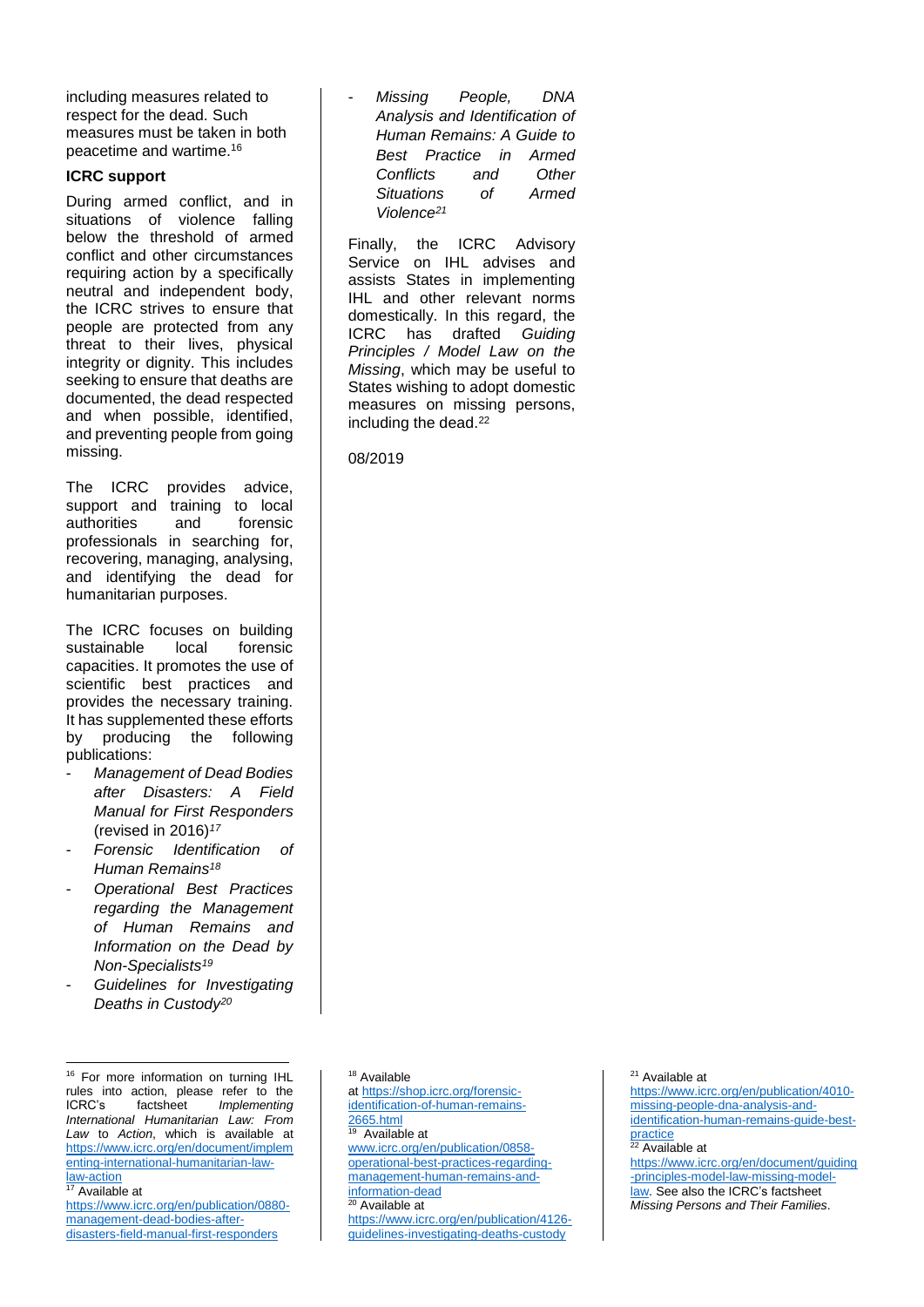including measures related to respect for the dead. Such measures must be taken in both peacetime and wartime.[16]

**ICRC support**

During armed conflict, and in situations of violence falling below the threshold of armed conflict and other circumstances requiring action by a specifically neutral and independent body, the ICRC strives to ensure that people are protected from any threat to their lives, physical integrity or dignity. This includes seeking to ensure that deaths are documented, the dead respected and when possible, identified, and preventing people from going missing.

The ICRC provides advice, support and training to local authorities and forensic professionals in searching for, recovering, managing, analysing, and identifying the dead for humanitarian purposes.

The ICRC focuses on building sustainable local forensic capacities. It promotes the use of scientific best practices and provides the necessary training. It has supplemented these efforts by producing the following publications:

- *Management of Dead Bodies after Disasters: A Field Manual for First Responders* (revised in 2016)[17]
- *Forensic Identification of Human Remains*[18]
- *Operational Best Practices regarding the Management of Human Remains and Information on the Dead by Non-Specialists*[19]
- *Guidelines for Investigating Deaths in Custody*[20]
- *Missing People, DNA Analysis and Identification of Human Remains: A Guide to Best Practice in Armed Conflicts and Other Situations of Armed Violence*[21]

Finally, the ICRC Advisory Service on IHL advises and assists States in implementing IHL and other relevant norms domestically. In this regard, the ICRC has drafted *Guiding Principles / Model Law on the Missing*, which may be useful to States wishing to adopt domestic measures on missing persons, including the dead.[22]

08/2019

---

[16] For more information on turning IHL rules into action, please refer to the ICRC's factsheet *Implementing International Humanitarian Law: From Law to Action*, which is available at https://www.icrc.org/en/document/implementing-international-humanitarian-law-law-action

[17] Available at https://www.icrc.org/en/publication/0880-management-dead-bodies-after-disasters-field-manual-first-responders

[18] Available at https://shop.icrc.org/forensic-identification-of-human-remains-2665.html

[19] Available at www.icrc.org/en/publication/0858-operational-best-practices-regarding-management-human-remains-and-information-dead

[20] Available at https://www.icrc.org/en/publication/4126-guidelines-investigating-deaths-custody

[21] Available at https://www.icrc.org/en/publication/4010-missing-people-dna-analysis-and-identification-human-remains-guide-best-practice

[22] Available at https://www.icrc.org/en/document/guiding-principles-model-law-missing-model-law. See also the ICRC's factsheet *Missing Persons and Their Families*.